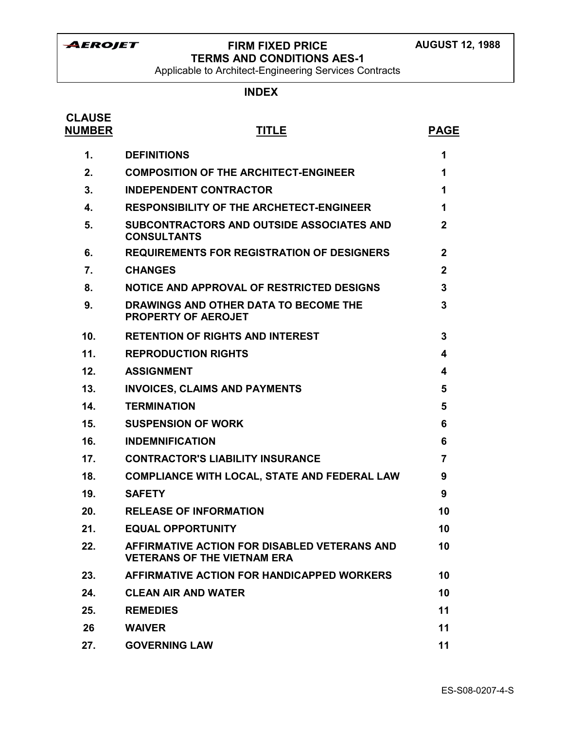**AEROJET**

# FIRM FIXED PRICE TERMS AND CONDITIONS AES-1

Applicable to Architect-Engineering Services Contracts

**AUGUST 12, 1988**

## INDEX

| CLAUSE NUMBER | TITLE | PAGE |
| --- | --- | --- |
| 1. | DEFINITIONS | 1 |
| 2. | COMPOSITION OF THE ARCHITECT-ENGINEER | 1 |
| 3. | INDEPENDENT CONTRACTOR | 1 |
| 4. | RESPONSIBILITY OF THE ARCHETECT-ENGINEER | 1 |
| 5. | SUBCONTRACTORS AND OUTSIDE ASSOCIATES AND CONSULTANTS | 2 |
| 6. | REQUIREMENTS FOR REGISTRATION OF DESIGNERS | 2 |
| 7. | CHANGES | 2 |
| 8. | NOTICE AND APPROVAL OF RESTRICTED DESIGNS | 3 |
| 9. | DRAWINGS AND OTHER DATA TO BECOME THE PROPERTY OF AEROJET | 3 |
| 10. | RETENTION OF RIGHTS AND INTEREST | 3 |
| 11. | REPRODUCTION RIGHTS | 4 |
| 12. | ASSIGNMENT | 4 |
| 13. | INVOICES, CLAIMS AND PAYMENTS | 5 |
| 14. | TERMINATION | 5 |
| 15. | SUSPENSION OF WORK | 6 |
| 16. | INDEMNIFICATION | 6 |
| 17. | CONTRACTOR'S LIABILITY INSURANCE | 7 |
| 18. | COMPLIANCE WITH LOCAL, STATE AND FEDERAL LAW | 9 |
| 19. | SAFETY | 9 |
| 20. | RELEASE OF INFORMATION | 10 |
| 21. | EQUAL OPPORTUNITY | 10 |
| 22. | AFFIRMATIVE ACTION FOR DISABLED VETERANS AND VETERANS OF THE VIETNAM ERA | 10 |
| 23. | AFFIRMATIVE ACTION FOR HANDICAPPED WORKERS | 10 |
| 24. | CLEAN AIR AND WATER | 10 |
| 25. | REMEDIES | 11 |
| 26 | WAIVER | 11 |
| 27. | GOVERNING LAW | 11 |

ES-S08-0207-4-S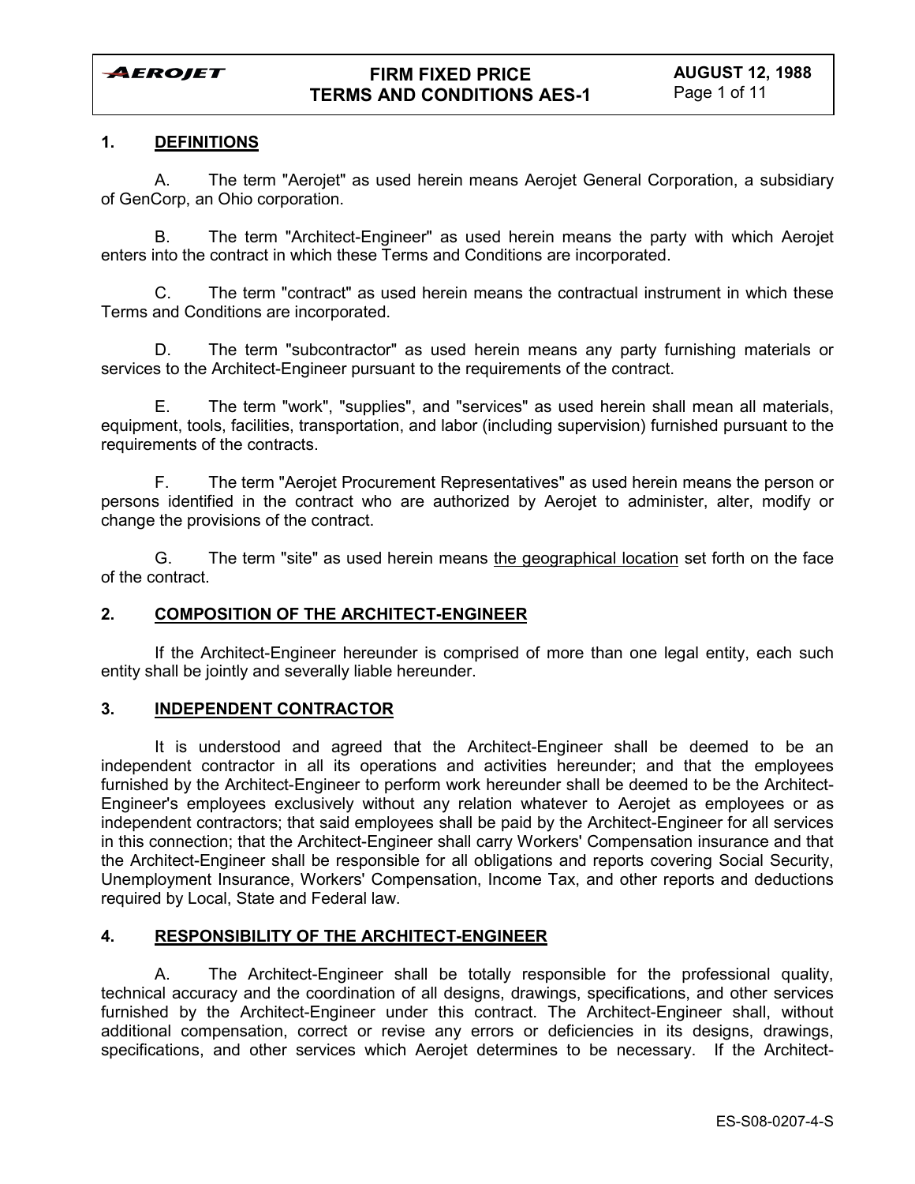## 1. DEFINITIONS

A. The term "Aerojet" as used herein means Aerojet General Corporation, a subsidiary of GenCorp, an Ohio corporation.

B. The term "Architect-Engineer" as used herein means the party with which Aerojet enters into the contract in which these Terms and Conditions are incorporated.

C. The term "contract" as used herein means the contractual instrument in which these Terms and Conditions are incorporated.

D. The term "subcontractor" as used herein means any party furnishing materials or services to the Architect-Engineer pursuant to the requirements of the contract.

E. The term "work", "supplies", and "services" as used herein shall mean all materials, equipment, tools, facilities, transportation, and labor (including supervision) furnished pursuant to the requirements of the contracts.

F. The term "Aerojet Procurement Representatives" as used herein means the person or persons identified in the contract who are authorized by Aerojet to administer, alter, modify or change the provisions of the contract.

G. The term "site" as used herein means the geographical location set forth on the face of the contract.

## 2. COMPOSITION OF THE ARCHITECT-ENGINEER

If the Architect-Engineer hereunder is comprised of more than one legal entity, each such entity shall be jointly and severally liable hereunder.

## 3. INDEPENDENT CONTRACTOR

It is understood and agreed that the Architect-Engineer shall be deemed to be an independent contractor in all its operations and activities hereunder; and that the employees furnished by the Architect-Engineer to perform work hereunder shall be deemed to be the Architect-Engineer's employees exclusively without any relation whatever to Aerojet as employees or as independent contractors; that said employees shall be paid by the Architect-Engineer for all services in this connection; that the Architect-Engineer shall carry Workers' Compensation insurance and that the Architect-Engineer shall be responsible for all obligations and reports covering Social Security, Unemployment Insurance, Workers' Compensation, Income Tax, and other reports and deductions required by Local, State and Federal law.

## 4. RESPONSIBILITY OF THE ARCHITECT-ENGINEER

A. The Architect-Engineer shall be totally responsible for the professional quality, technical accuracy and the coordination of all designs, drawings, specifications, and other services furnished by the Architect-Engineer under this contract. The Architect-Engineer shall, without additional compensation, correct or revise any errors or deficiencies in its designs, drawings, specifications, and other services which Aerojet determines to be necessary. If the Architect-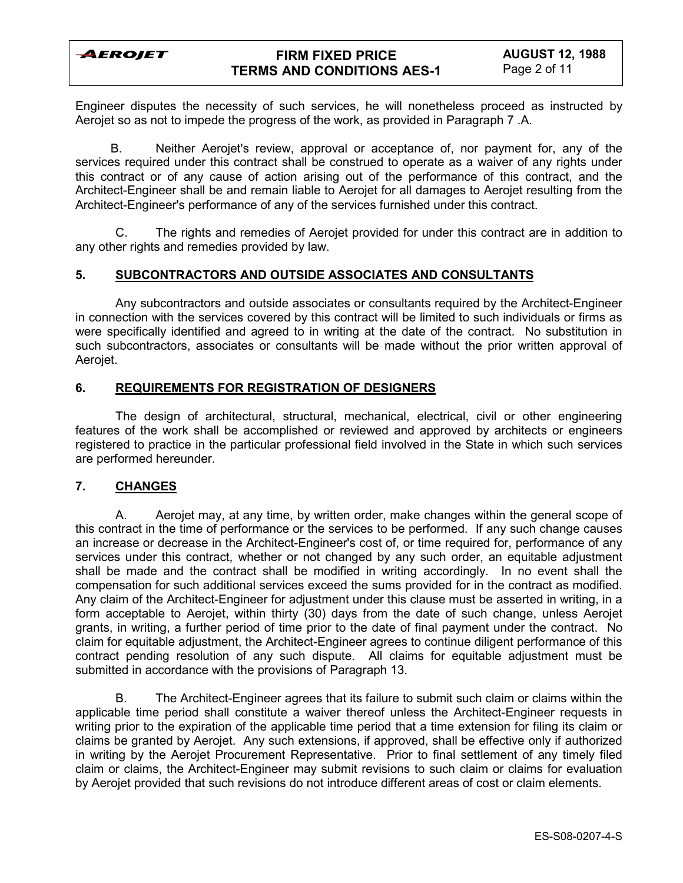Engineer disputes the necessity of such services, he will nonetheless proceed as instructed by Aerojet so as not to impede the progress of the work, as provided in Paragraph 7 .A.

B. Neither Aerojet's review, approval or acceptance of, nor payment for, any of the services required under this contract shall be construed to operate as a waiver of any rights under this contract or of any cause of action arising out of the performance of this contract, and the Architect-Engineer shall be and remain liable to Aerojet for all damages to Aerojet resulting from the Architect-Engineer's performance of any of the services furnished under this contract.

C. The rights and remedies of Aerojet provided for under this contract are in addition to any other rights and remedies provided by law.

## 5. SUBCONTRACTORS AND OUTSIDE ASSOCIATES AND CONSULTANTS

Any subcontractors and outside associates or consultants required by the Architect-Engineer in connection with the services covered by this contract will be limited to such individuals or firms as were specifically identified and agreed to in writing at the date of the contract. No substitution in such subcontractors, associates or consultants will be made without the prior written approval of Aerojet.

## 6. REQUIREMENTS FOR REGISTRATION OF DESIGNERS

The design of architectural, structural, mechanical, electrical, civil or other engineering features of the work shall be accomplished or reviewed and approved by architects or engineers registered to practice in the particular professional field involved in the State in which such services are performed hereunder.

## 7. CHANGES

A. Aerojet may, at any time, by written order, make changes within the general scope of this contract in the time of performance or the services to be performed. If any such change causes an increase or decrease in the Architect-Engineer's cost of, or time required for, performance of any services under this contract, whether or not changed by any such order, an equitable adjustment shall be made and the contract shall be modified in writing accordingly. In no event shall the compensation for such additional services exceed the sums provided for in the contract as modified. Any claim of the Architect-Engineer for adjustment under this clause must be asserted in writing, in a form acceptable to Aerojet, within thirty (30) days from the date of such change, unless Aerojet grants, in writing, a further period of time prior to the date of final payment under the contract. No claim for equitable adjustment, the Architect-Engineer agrees to continue diligent performance of this contract pending resolution of any such dispute. All claims for equitable adjustment must be submitted in accordance with the provisions of Paragraph 13.

B. The Architect-Engineer agrees that its failure to submit such claim or claims within the applicable time period shall constitute a waiver thereof unless the Architect-Engineer requests in writing prior to the expiration of the applicable time period that a time extension for filing its claim or claims be granted by Aerojet. Any such extensions, if approved, shall be effective only if authorized in writing by the Aerojet Procurement Representative. Prior to final settlement of any timely filed claim or claims, the Architect-Engineer may submit revisions to such claim or claims for evaluation by Aerojet provided that such revisions do not introduce different areas of cost or claim elements.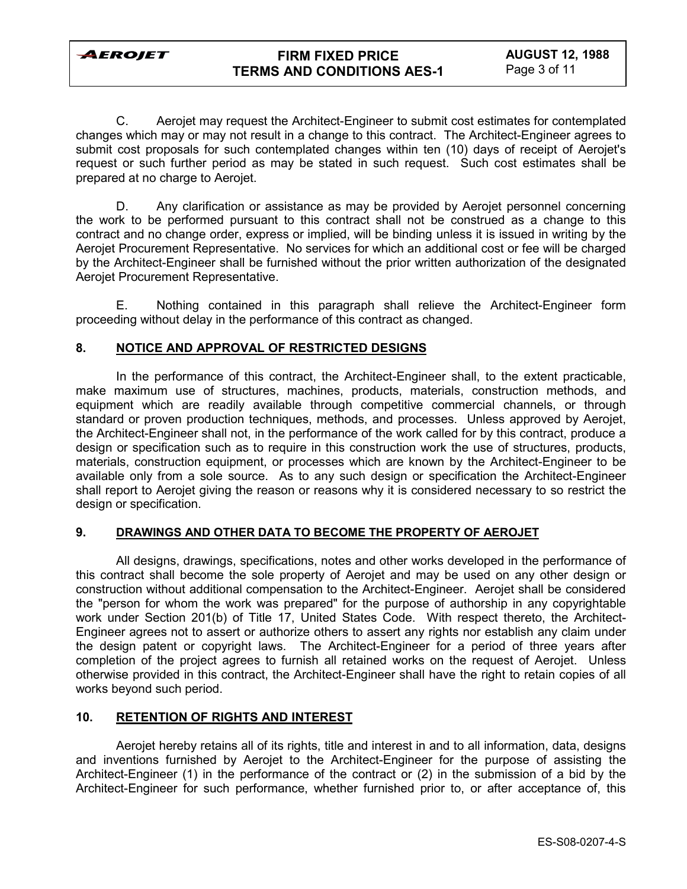C. Aerojet may request the Architect-Engineer to submit cost estimates for contemplated changes which may or may not result in a change to this contract. The Architect-Engineer agrees to submit cost proposals for such contemplated changes within ten (10) days of receipt of Aerojet's request or such further period as may be stated in such request. Such cost estimates shall be prepared at no charge to Aerojet.

D. Any clarification or assistance as may be provided by Aerojet personnel concerning the work to be performed pursuant to this contract shall not be construed as a change to this contract and no change order, express or implied, will be binding unless it is issued in writing by the Aerojet Procurement Representative. No services for which an additional cost or fee will be charged by the Architect-Engineer shall be furnished without the prior written authorization of the designated Aerojet Procurement Representative.

E. Nothing contained in this paragraph shall relieve the Architect-Engineer form proceeding without delay in the performance of this contract as changed.

## 8. NOTICE AND APPROVAL OF RESTRICTED DESIGNS

In the performance of this contract, the Architect-Engineer shall, to the extent practicable, make maximum use of structures, machines, products, materials, construction methods, and equipment which are readily available through competitive commercial channels, or through standard or proven production techniques, methods, and processes. Unless approved by Aerojet, the Architect-Engineer shall not, in the performance of the work called for by this contract, produce a design or specification such as to require in this construction work the use of structures, products, materials, construction equipment, or processes which are known by the Architect-Engineer to be available only from a sole source. As to any such design or specification the Architect-Engineer shall report to Aerojet giving the reason or reasons why it is considered necessary to so restrict the design or specification.

## 9. DRAWINGS AND OTHER DATA TO BECOME THE PROPERTY OF AEROJET

All designs, drawings, specifications, notes and other works developed in the performance of this contract shall become the sole property of Aerojet and may be used on any other design or construction without additional compensation to the Architect-Engineer. Aerojet shall be considered the "person for whom the work was prepared" for the purpose of authorship in any copyrightable work under Section 201(b) of Title 17, United States Code. With respect thereto, the Architect-Engineer agrees not to assert or authorize others to assert any rights nor establish any claim under the design patent or copyright laws. The Architect-Engineer for a period of three years after completion of the project agrees to furnish all retained works on the request of Aerojet. Unless otherwise provided in this contract, the Architect-Engineer shall have the right to retain copies of all works beyond such period.

## 10. RETENTION OF RIGHTS AND INTEREST

Aerojet hereby retains all of its rights, title and interest in and to all information, data, designs and inventions furnished by Aerojet to the Architect-Engineer for the purpose of assisting the Architect-Engineer (1) in the performance of the contract or (2) in the submission of a bid by the Architect-Engineer for such performance, whether furnished prior to, or after acceptance of, this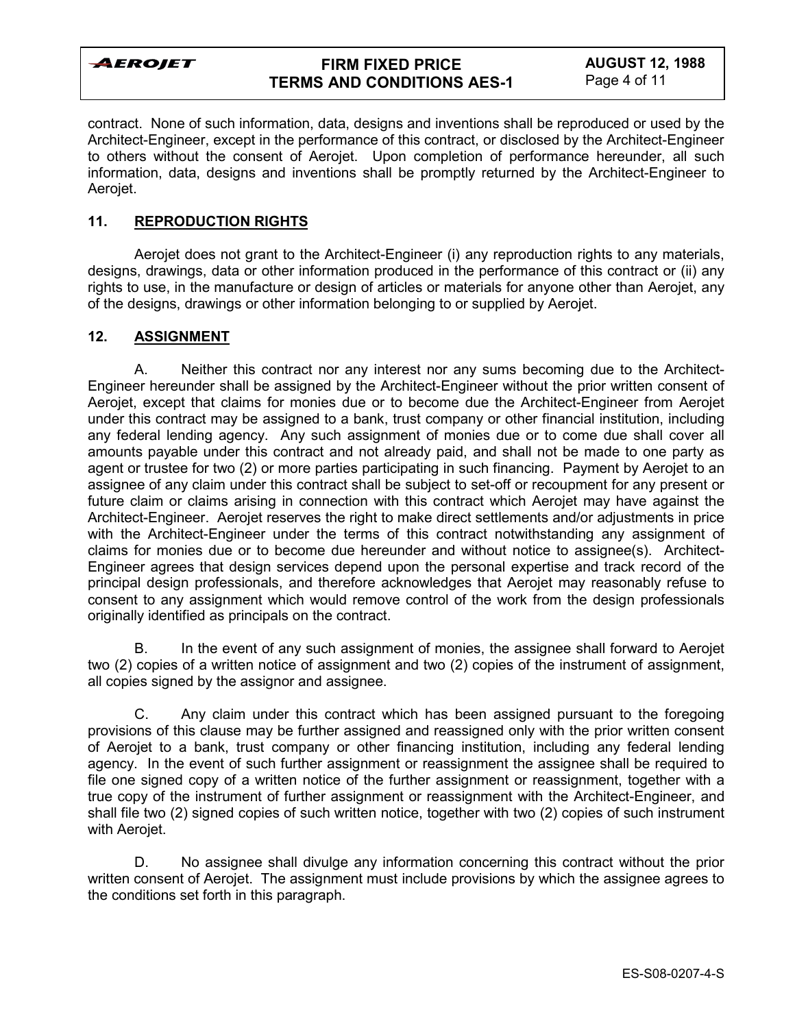contract. None of such information, data, designs and inventions shall be reproduced or used by the Architect-Engineer, except in the performance of this contract, or disclosed by the Architect-Engineer to others without the consent of Aerojet. Upon completion of performance hereunder, all such information, data, designs and inventions shall be promptly returned by the Architect-Engineer to Aerojet.

## 11. REPRODUCTION RIGHTS

Aerojet does not grant to the Architect-Engineer (i) any reproduction rights to any materials, designs, drawings, data or other information produced in the performance of this contract or (ii) any rights to use, in the manufacture or design of articles or materials for anyone other than Aerojet, any of the designs, drawings or other information belonging to or supplied by Aerojet.

## 12. ASSIGNMENT

A. Neither this contract nor any interest nor any sums becoming due to the Architect-Engineer hereunder shall be assigned by the Architect-Engineer without the prior written consent of Aerojet, except that claims for monies due or to become due the Architect-Engineer from Aerojet under this contract may be assigned to a bank, trust company or other financial institution, including any federal lending agency. Any such assignment of monies due or to come due shall cover all amounts payable under this contract and not already paid, and shall not be made to one party as agent or trustee for two (2) or more parties participating in such financing. Payment by Aerojet to an assignee of any claim under this contract shall be subject to set-off or recoupment for any present or future claim or claims arising in connection with this contract which Aerojet may have against the Architect-Engineer. Aerojet reserves the right to make direct settlements and/or adjustments in price with the Architect-Engineer under the terms of this contract notwithstanding any assignment of claims for monies due or to become due hereunder and without notice to assignee(s). Architect-Engineer agrees that design services depend upon the personal expertise and track record of the principal design professionals, and therefore acknowledges that Aerojet may reasonably refuse to consent to any assignment which would remove control of the work from the design professionals originally identified as principals on the contract.

B. In the event of any such assignment of monies, the assignee shall forward to Aerojet two (2) copies of a written notice of assignment and two (2) copies of the instrument of assignment, all copies signed by the assignor and assignee.

C. Any claim under this contract which has been assigned pursuant to the foregoing provisions of this clause may be further assigned and reassigned only with the prior written consent of Aerojet to a bank, trust company or other financing institution, including any federal lending agency. In the event of such further assignment or reassignment the assignee shall be required to file one signed copy of a written notice of the further assignment or reassignment, together with a true copy of the instrument of further assignment or reassignment with the Architect-Engineer, and shall file two (2) signed copies of such written notice, together with two (2) copies of such instrument with Aerojet.

D. No assignee shall divulge any information concerning this contract without the prior written consent of Aerojet. The assignment must include provisions by which the assignee agrees to the conditions set forth in this paragraph.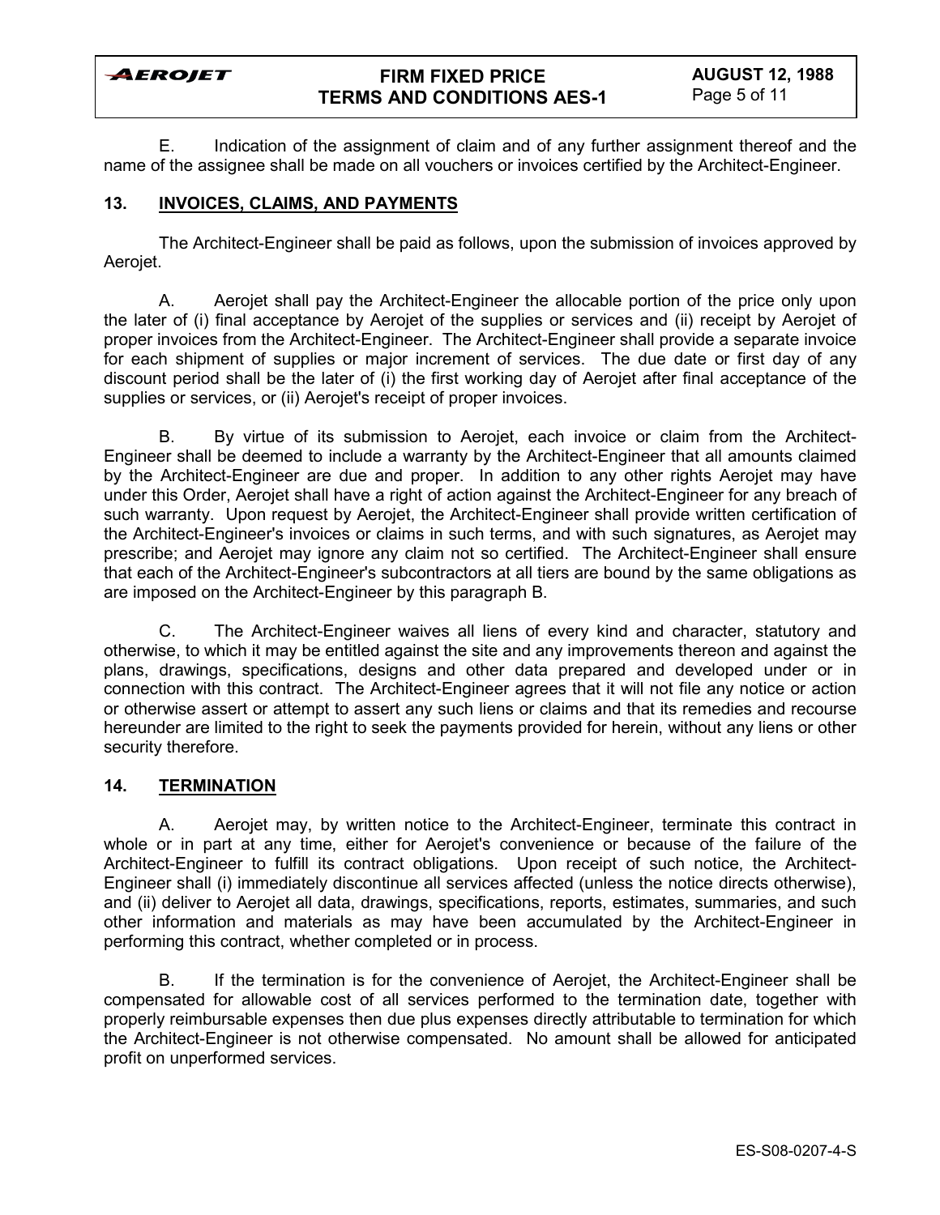E. Indication of the assignment of claim and of any further assignment thereof and the name of the assignee shall be made on all vouchers or invoices certified by the Architect-Engineer.

## 13. INVOICES, CLAIMS, AND PAYMENTS

The Architect-Engineer shall be paid as follows, upon the submission of invoices approved by Aerojet.

A. Aerojet shall pay the Architect-Engineer the allocable portion of the price only upon the later of (i) final acceptance by Aerojet of the supplies or services and (ii) receipt by Aerojet of proper invoices from the Architect-Engineer. The Architect-Engineer shall provide a separate invoice for each shipment of supplies or major increment of services. The due date or first day of any discount period shall be the later of (i) the first working day of Aerojet after final acceptance of the supplies or services, or (ii) Aerojet's receipt of proper invoices.

B. By virtue of its submission to Aerojet, each invoice or claim from the Architect-Engineer shall be deemed to include a warranty by the Architect-Engineer that all amounts claimed by the Architect-Engineer are due and proper. In addition to any other rights Aerojet may have under this Order, Aerojet shall have a right of action against the Architect-Engineer for any breach of such warranty. Upon request by Aerojet, the Architect-Engineer shall provide written certification of the Architect-Engineer's invoices or claims in such terms, and with such signatures, as Aerojet may prescribe; and Aerojet may ignore any claim not so certified. The Architect-Engineer shall ensure that each of the Architect-Engineer's subcontractors at all tiers are bound by the same obligations as are imposed on the Architect-Engineer by this paragraph B.

C. The Architect-Engineer waives all liens of every kind and character, statutory and otherwise, to which it may be entitled against the site and any improvements thereon and against the plans, drawings, specifications, designs and other data prepared and developed under or in connection with this contract. The Architect-Engineer agrees that it will not file any notice or action or otherwise assert or attempt to assert any such liens or claims and that its remedies and recourse hereunder are limited to the right to seek the payments provided for herein, without any liens or other security therefore.

## 14. TERMINATION

A. Aerojet may, by written notice to the Architect-Engineer, terminate this contract in whole or in part at any time, either for Aerojet's convenience or because of the failure of the Architect-Engineer to fulfill its contract obligations. Upon receipt of such notice, the Architect-Engineer shall (i) immediately discontinue all services affected (unless the notice directs otherwise), and (ii) deliver to Aerojet all data, drawings, specifications, reports, estimates, summaries, and such other information and materials as may have been accumulated by the Architect-Engineer in performing this contract, whether completed or in process.

B. If the termination is for the convenience of Aerojet, the Architect-Engineer shall be compensated for allowable cost of all services performed to the termination date, together with properly reimbursable expenses then due plus expenses directly attributable to termination for which the Architect-Engineer is not otherwise compensated. No amount shall be allowed for anticipated profit on unperformed services.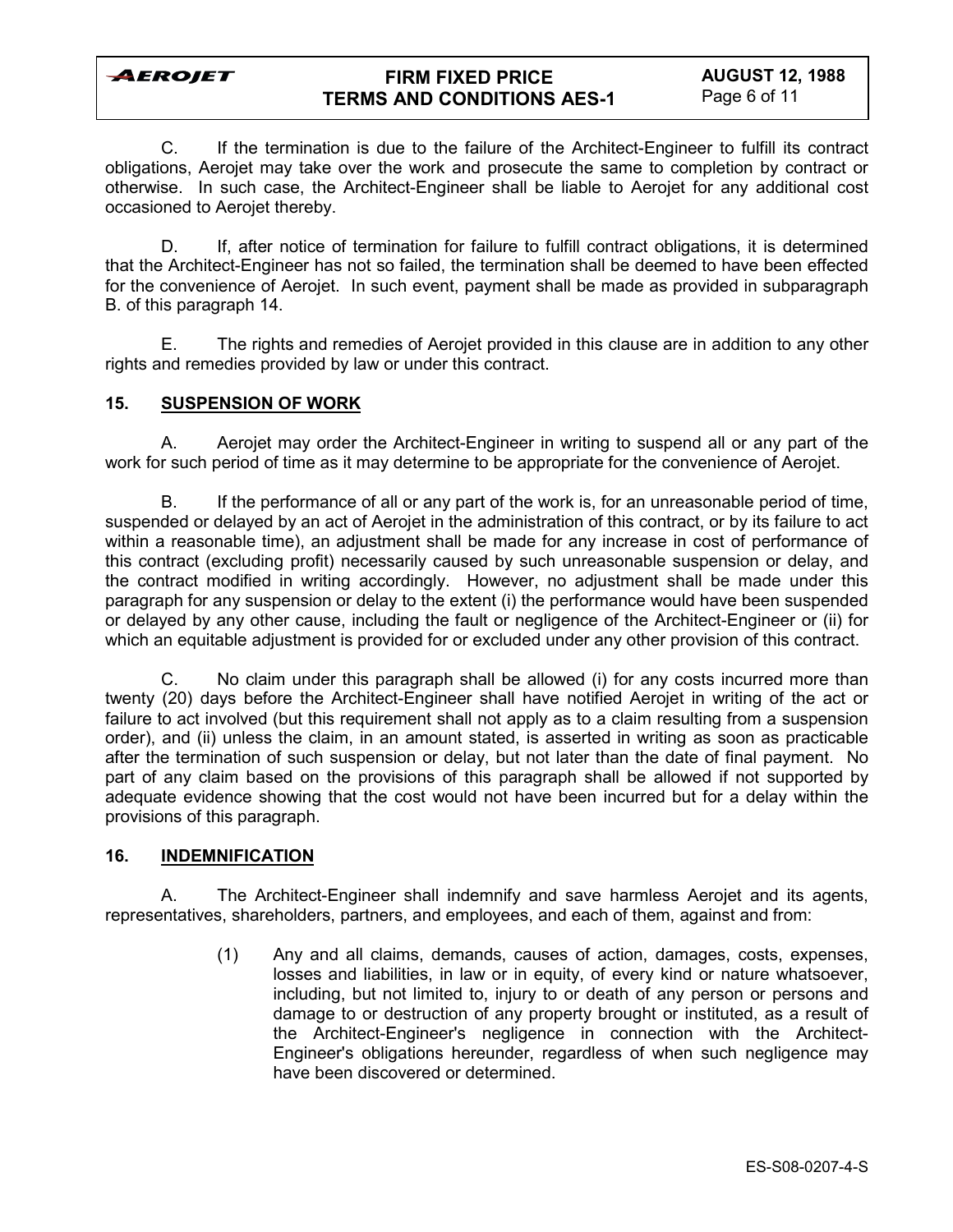C. If the termination is due to the failure of the Architect-Engineer to fulfill its contract obligations, Aerojet may take over the work and prosecute the same to completion by contract or otherwise. In such case, the Architect-Engineer shall be liable to Aerojet for any additional cost occasioned to Aerojet thereby.

D. If, after notice of termination for failure to fulfill contract obligations, it is determined that the Architect-Engineer has not so failed, the termination shall be deemed to have been effected for the convenience of Aerojet. In such event, payment shall be made as provided in subparagraph B. of this paragraph 14.

E. The rights and remedies of Aerojet provided in this clause are in addition to any other rights and remedies provided by law or under this contract.

## 15. SUSPENSION OF WORK

A. Aerojet may order the Architect-Engineer in writing to suspend all or any part of the work for such period of time as it may determine to be appropriate for the convenience of Aerojet.

B. If the performance of all or any part of the work is, for an unreasonable period of time, suspended or delayed by an act of Aerojet in the administration of this contract, or by its failure to act within a reasonable time), an adjustment shall be made for any increase in cost of performance of this contract (excluding profit) necessarily caused by such unreasonable suspension or delay, and the contract modified in writing accordingly. However, no adjustment shall be made under this paragraph for any suspension or delay to the extent (i) the performance would have been suspended or delayed by any other cause, including the fault or negligence of the Architect-Engineer or (ii) for which an equitable adjustment is provided for or excluded under any other provision of this contract.

C. No claim under this paragraph shall be allowed (i) for any costs incurred more than twenty (20) days before the Architect-Engineer shall have notified Aerojet in writing of the act or failure to act involved (but this requirement shall not apply as to a claim resulting from a suspension order), and (ii) unless the claim, in an amount stated, is asserted in writing as soon as practicable after the termination of such suspension or delay, but not later than the date of final payment. No part of any claim based on the provisions of this paragraph shall be allowed if not supported by adequate evidence showing that the cost would not have been incurred but for a delay within the provisions of this paragraph.

## 16. INDEMNIFICATION

A. The Architect-Engineer shall indemnify and save harmless Aerojet and its agents, representatives, shareholders, partners, and employees, and each of them, against and from:

(1) Any and all claims, demands, causes of action, damages, costs, expenses, losses and liabilities, in law or in equity, of every kind or nature whatsoever, including, but not limited to, injury to or death of any person or persons and damage to or destruction of any property brought or instituted, as a result of the Architect-Engineer's negligence in connection with the Architect-Engineer's obligations hereunder, regardless of when such negligence may have been discovered or determined.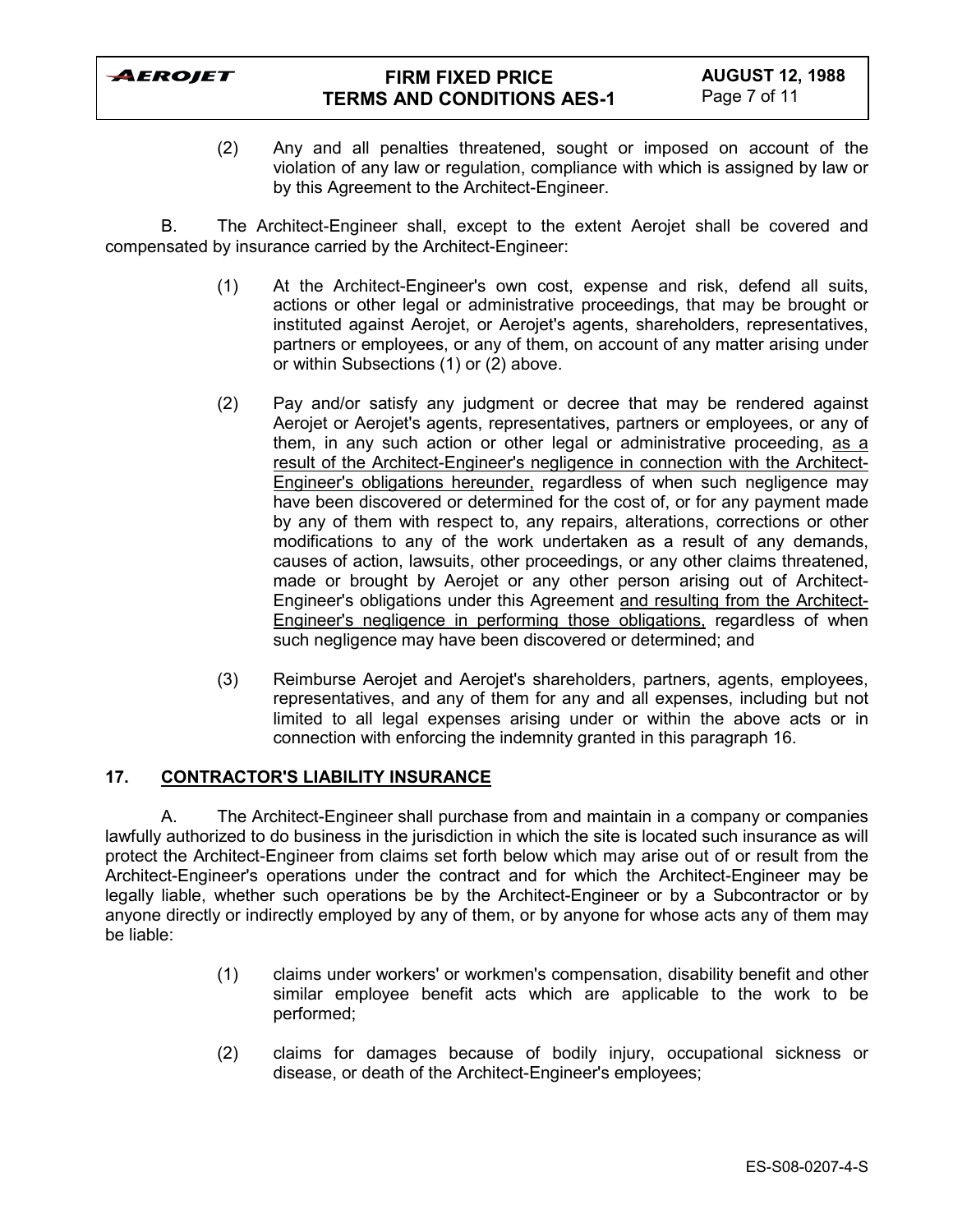(2) Any and all penalties threatened, sought or imposed on account of the violation of any law or regulation, compliance with which is assigned by law or by this Agreement to the Architect-Engineer.

B. The Architect-Engineer shall, except to the extent Aerojet shall be covered and compensated by insurance carried by the Architect-Engineer:

(1) At the Architect-Engineer's own cost, expense and risk, defend all suits, actions or other legal or administrative proceedings, that may be brought or instituted against Aerojet, or Aerojet's agents, shareholders, representatives, partners or employees, or any of them, on account of any matter arising under or within Subsections (1) or (2) above.

(2) Pay and/or satisfy any judgment or decree that may be rendered against Aerojet or Aerojet's agents, representatives, partners or employees, or any of them, in any such action or other legal or administrative proceeding, <u>as a result of the Architect-Engineer's negligence in connection with the Architect-Engineer's obligations hereunder,</u> regardless of when such negligence may have been discovered or determined for the cost of, or for any payment made by any of them with respect to, any repairs, alterations, corrections or other modifications to any of the work undertaken as a result of any demands, causes of action, lawsuits, other proceedings, or any other claims threatened, made or brought by Aerojet or any other person arising out of Architect-Engineer's obligations under this Agreement <u>and resulting from the Architect-Engineer's negligence in performing those obligations,</u> regardless of when such negligence may have been discovered or determined; and

(3) Reimburse Aerojet and Aerojet's shareholders, partners, agents, employees, representatives, and any of them for any and all expenses, including but not limited to all legal expenses arising under or within the above acts or in connection with enforcing the indemnity granted in this paragraph 16.

## 17. <u>CONTRACTOR'S LIABILITY INSURANCE</u>

A. The Architect-Engineer shall purchase from and maintain in a company or companies lawfully authorized to do business in the jurisdiction in which the site is located such insurance as will protect the Architect-Engineer from claims set forth below which may arise out of or result from the Architect-Engineer's operations under the contract and for which the Architect-Engineer may be legally liable, whether such operations be by the Architect-Engineer or by a Subcontractor or by anyone directly or indirectly employed by any of them, or by anyone for whose acts any of them may be liable:

(1) claims under workers' or workmen's compensation, disability benefit and other similar employee benefit acts which are applicable to the work to be performed;

(2) claims for damages because of bodily injury, occupational sickness or disease, or death of the Architect-Engineer's employees;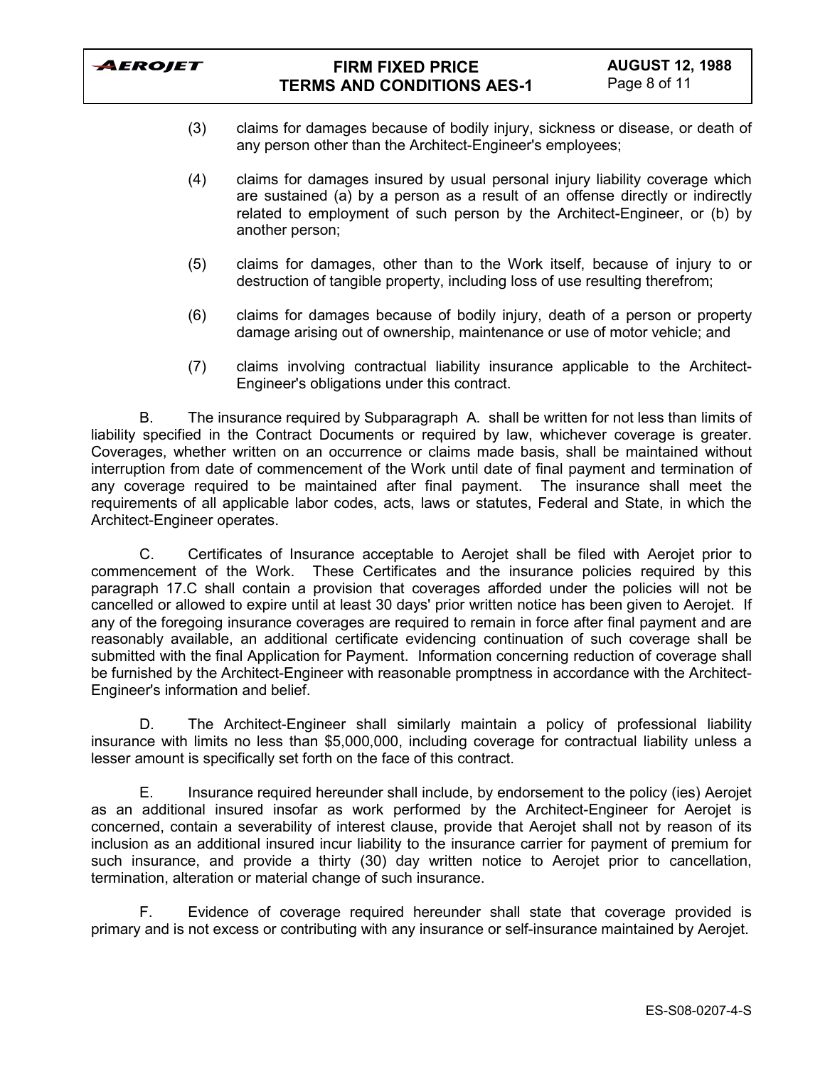(3) claims for damages because of bodily injury, sickness or disease, or death of any person other than the Architect-Engineer's employees;

(4) claims for damages insured by usual personal injury liability coverage which are sustained (a) by a person as a result of an offense directly or indirectly related to employment of such person by the Architect-Engineer, or (b) by another person;

(5) claims for damages, other than to the Work itself, because of injury to or destruction of tangible property, including loss of use resulting therefrom;

(6) claims for damages because of bodily injury, death of a person or property damage arising out of ownership, maintenance or use of motor vehicle; and

(7) claims involving contractual liability insurance applicable to the Architect-Engineer's obligations under this contract.

B. The insurance required by Subparagraph A. shall be written for not less than limits of liability specified in the Contract Documents or required by law, whichever coverage is greater. Coverages, whether written on an occurrence or claims made basis, shall be maintained without interruption from date of commencement of the Work until date of final payment and termination of any coverage required to be maintained after final payment. The insurance shall meet the requirements of all applicable labor codes, acts, laws or statutes, Federal and State, in which the Architect-Engineer operates.

C. Certificates of Insurance acceptable to Aerojet shall be filed with Aerojet prior to commencement of the Work. These Certificates and the insurance policies required by this paragraph 17.C shall contain a provision that coverages afforded under the policies will not be cancelled or allowed to expire until at least 30 days' prior written notice has been given to Aerojet. If any of the foregoing insurance coverages are required to remain in force after final payment and are reasonably available, an additional certificate evidencing continuation of such coverage shall be submitted with the final Application for Payment. Information concerning reduction of coverage shall be furnished by the Architect-Engineer with reasonable promptness in accordance with the Architect-Engineer's information and belief.

D. The Architect-Engineer shall similarly maintain a policy of professional liability insurance with limits no less than $5,000,000, including coverage for contractual liability unless a lesser amount is specifically set forth on the face of this contract.

E. Insurance required hereunder shall include, by endorsement to the policy (ies) Aerojet as an additional insured insofar as work performed by the Architect-Engineer for Aerojet is concerned, contain a severability of interest clause, provide that Aerojet shall not by reason of its inclusion as an additional insured incur liability to the insurance carrier for payment of premium for such insurance, and provide a thirty (30) day written notice to Aerojet prior to cancellation, termination, alteration or material change of such insurance.

F. Evidence of coverage required hereunder shall state that coverage provided is primary and is not excess or contributing with any insurance or self-insurance maintained by Aerojet.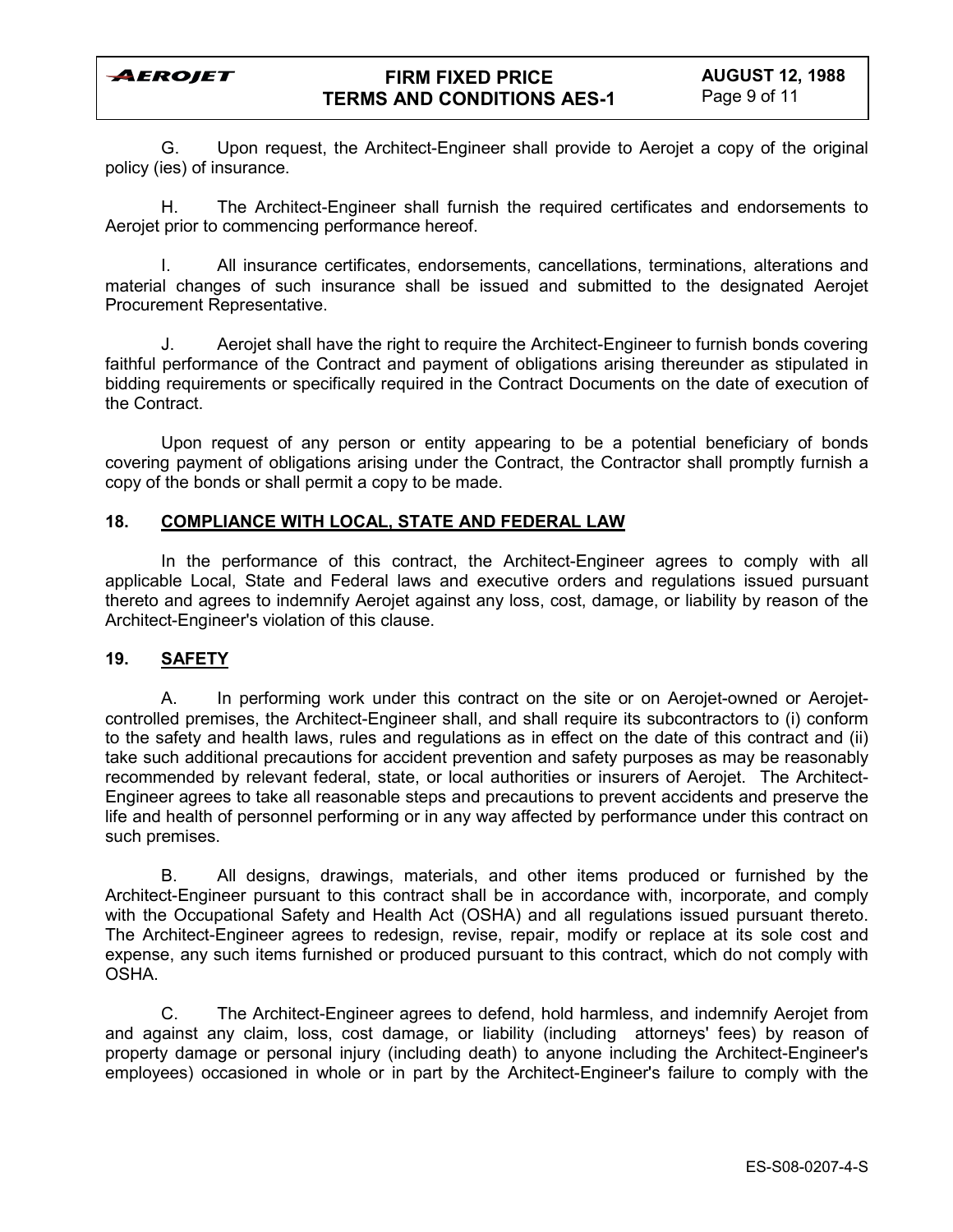G. Upon request, the Architect-Engineer shall provide to Aerojet a copy of the original policy (ies) of insurance.

H. The Architect-Engineer shall furnish the required certificates and endorsements to Aerojet prior to commencing performance hereof.

I. All insurance certificates, endorsements, cancellations, terminations, alterations and material changes of such insurance shall be issued and submitted to the designated Aerojet Procurement Representative.

J. Aerojet shall have the right to require the Architect-Engineer to furnish bonds covering faithful performance of the Contract and payment of obligations arising thereunder as stipulated in bidding requirements or specifically required in the Contract Documents on the date of execution of the Contract.

Upon request of any person or entity appearing to be a potential beneficiary of bonds covering payment of obligations arising under the Contract, the Contractor shall promptly furnish a copy of the bonds or shall permit a copy to be made.

## 18. COMPLIANCE WITH LOCAL, STATE AND FEDERAL LAW

In the performance of this contract, the Architect-Engineer agrees to comply with all applicable Local, State and Federal laws and executive orders and regulations issued pursuant thereto and agrees to indemnify Aerojet against any loss, cost, damage, or liability by reason of the Architect-Engineer's violation of this clause.

## 19. SAFETY

A. In performing work under this contract on the site or on Aerojet-owned or Aerojet-controlled premises, the Architect-Engineer shall, and shall require its subcontractors to (i) conform to the safety and health laws, rules and regulations as in effect on the date of this contract and (ii) take such additional precautions for accident prevention and safety purposes as may be reasonably recommended by relevant federal, state, or local authorities or insurers of Aerojet. The Architect-Engineer agrees to take all reasonable steps and precautions to prevent accidents and preserve the life and health of personnel performing or in any way affected by performance under this contract on such premises.

B. All designs, drawings, materials, and other items produced or furnished by the Architect-Engineer pursuant to this contract shall be in accordance with, incorporate, and comply with the Occupational Safety and Health Act (OSHA) and all regulations issued pursuant thereto. The Architect-Engineer agrees to redesign, revise, repair, modify or replace at its sole cost and expense, any such items furnished or produced pursuant to this contract, which do not comply with OSHA.

C. The Architect-Engineer agrees to defend, hold harmless, and indemnify Aerojet from and against any claim, loss, cost damage, or liability (including attorneys' fees) by reason of property damage or personal injury (including death) to anyone including the Architect-Engineer's employees) occasioned in whole or in part by the Architect-Engineer's failure to comply with the

ES-S08-0207-4-S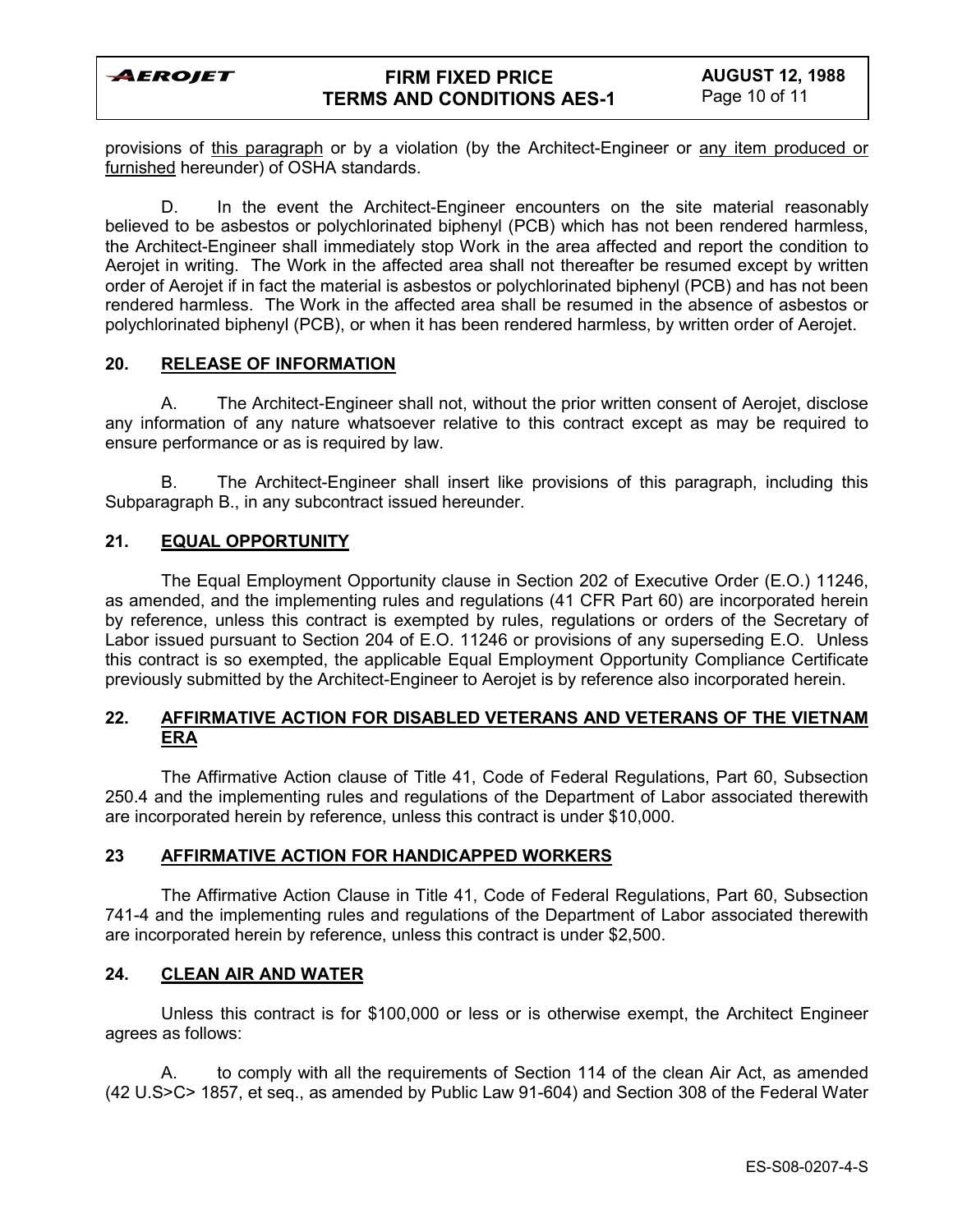provisions of <u>this paragraph</u> or by a violation (by the Architect-Engineer or <u>any item produced or furnished</u> hereunder) of OSHA standards.

D. In the event the Architect-Engineer encounters on the site material reasonably believed to be asbestos or polychlorinated biphenyl (PCB) which has not been rendered harmless, the Architect-Engineer shall immediately stop Work in the area affected and report the condition to Aerojet in writing. The Work in the affected area shall not thereafter be resumed except by written order of Aerojet if in fact the material is asbestos or polychlorinated biphenyl (PCB) and has not been rendered harmless. The Work in the affected area shall be resumed in the absence of asbestos or polychlorinated biphenyl (PCB), or when it has been rendered harmless, by written order of Aerojet.

## 20. RELEASE OF INFORMATION

A. The Architect-Engineer shall not, without the prior written consent of Aerojet, disclose any information of any nature whatsoever relative to this contract except as may be required to ensure performance or as is required by law.

B. The Architect-Engineer shall insert like provisions of this paragraph, including this Subparagraph B., in any subcontract issued hereunder.

## 21. EQUAL OPPORTUNITY

The Equal Employment Opportunity clause in Section 202 of Executive Order (E.O.) 11246, as amended, and the implementing rules and regulations (41 CFR Part 60) are incorporated herein by reference, unless this contract is exempted by rules, regulations or orders of the Secretary of Labor issued pursuant to Section 204 of E.O. 11246 or provisions of any superseding E.O. Unless this contract is so exempted, the applicable Equal Employment Opportunity Compliance Certificate previously submitted by the Architect-Engineer to Aerojet is by reference also incorporated herein.

## 22. AFFIRMATIVE ACTION FOR DISABLED VETERANS AND VETERANS OF THE VIETNAM ERA

The Affirmative Action clause of Title 41, Code of Federal Regulations, Part 60, Subsection 250.4 and the implementing rules and regulations of the Department of Labor associated therewith are incorporated herein by reference, unless this contract is under $10,000.

## 23 AFFIRMATIVE ACTION FOR HANDICAPPED WORKERS

The Affirmative Action Clause in Title 41, Code of Federal Regulations, Part 60, Subsection 741-4 and the implementing rules and regulations of the Department of Labor associated therewith are incorporated herein by reference, unless this contract is under $2,500.

## 24. CLEAN AIR AND WATER

Unless this contract is for $100,000 or less or is otherwise exempt, the Architect Engineer agrees as follows:

A. to comply with all the requirements of Section 114 of the clean Air Act, as amended (42 U.S>C> 1857, et seq., as amended by Public Law 91-604) and Section 308 of the Federal Water

ES-S08-0207-4-S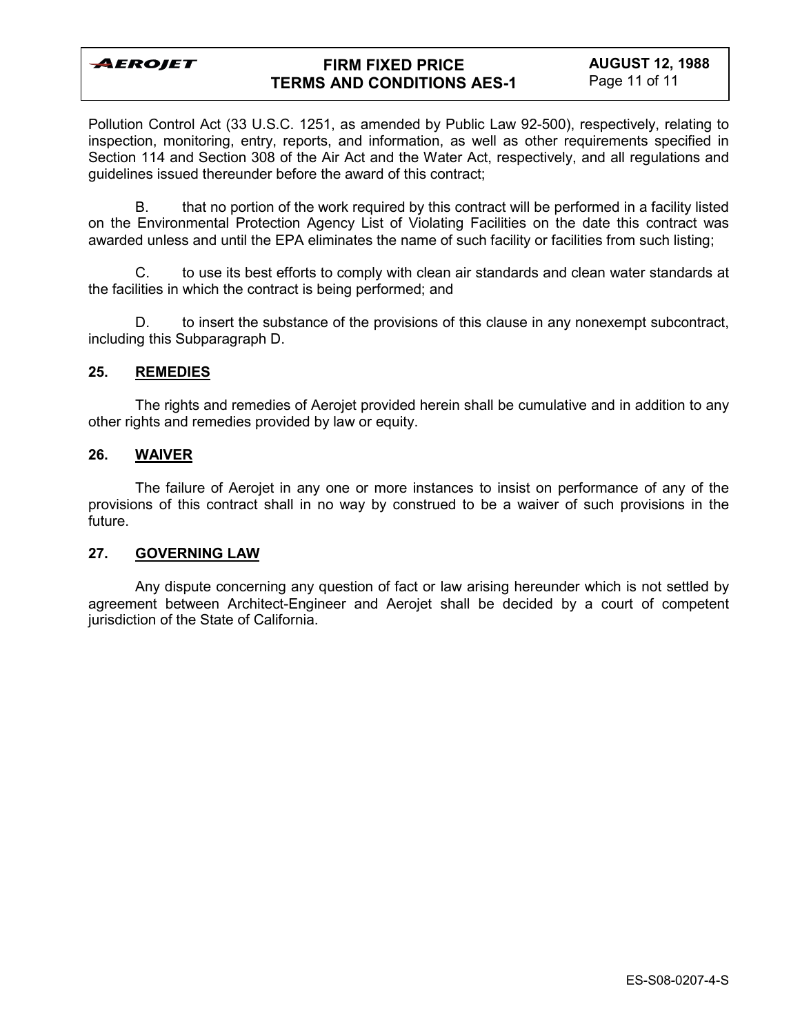Pollution Control Act (33 U.S.C. 1251, as amended by Public Law 92-500), respectively, relating to inspection, monitoring, entry, reports, and information, as well as other requirements specified in Section 114 and Section 308 of the Air Act and the Water Act, respectively, and all regulations and guidelines issued thereunder before the award of this contract;

B. that no portion of the work required by this contract will be performed in a facility listed on the Environmental Protection Agency List of Violating Facilities on the date this contract was awarded unless and until the EPA eliminates the name of such facility or facilities from such listing;

C. to use its best efforts to comply with clean air standards and clean water standards at the facilities in which the contract is being performed; and

D. to insert the substance of the provisions of this clause in any nonexempt subcontract, including this Subparagraph D.

## 25. REMEDIES

The rights and remedies of Aerojet provided herein shall be cumulative and in addition to any other rights and remedies provided by law or equity.

## 26. WAIVER

The failure of Aerojet in any one or more instances to insist on performance of any of the provisions of this contract shall in no way by construed to be a waiver of such provisions in the future.

## 27. GOVERNING LAW

Any dispute concerning any question of fact or law arising hereunder which is not settled by agreement between Architect-Engineer and Aerojet shall be decided by a court of competent jurisdiction of the State of California.